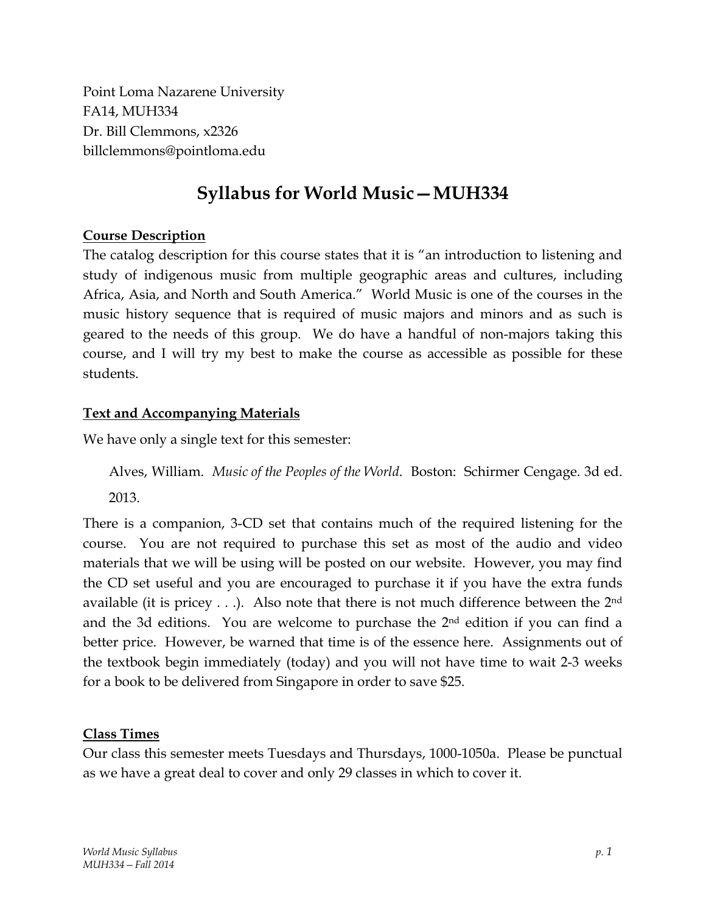Point Loma Nazarene University
FA14, MUH334
Dr. Bill Clemmons, x2326
billclemmons@pointloma.edu

# Syllabus for World Music—MUH334

## Course Description

The catalog description for this course states that it is "an introduction to listening and study of indigenous music from multiple geographic areas and cultures, including Africa, Asia, and North and South America." World Music is one of the courses in the music history sequence that is required of music majors and minors and as such is geared to the needs of this group. We do have a handful of non-majors taking this course, and I will try my best to make the course as accessible as possible for these students.

## Text and Accompanying Materials

We have only a single text for this semester:

> Alves, William. *Music of the Peoples of the World*. Boston: Schirmer Cengage. 3d ed. 2013.

There is a companion, 3-CD set that contains much of the required listening for the course. You are not required to purchase this set as most of the audio and video materials that we will be using will be posted on our website. However, you may find the CD set useful and you are encouraged to purchase it if you have the extra funds available (it is pricey . . .). Also note that there is not much difference between the 2nd and the 3d editions. You are welcome to purchase the 2nd edition if you can find a better price. However, be warned that time is of the essence here. Assignments out of the textbook begin immediately (today) and you will not have time to wait 2-3 weeks for a book to be delivered from Singapore in order to save $25.

## Class Times

Our class this semester meets Tuesdays and Thursdays, 1000-1050a. Please be punctual as we have a great deal to cover and only 29 classes in which to cover it.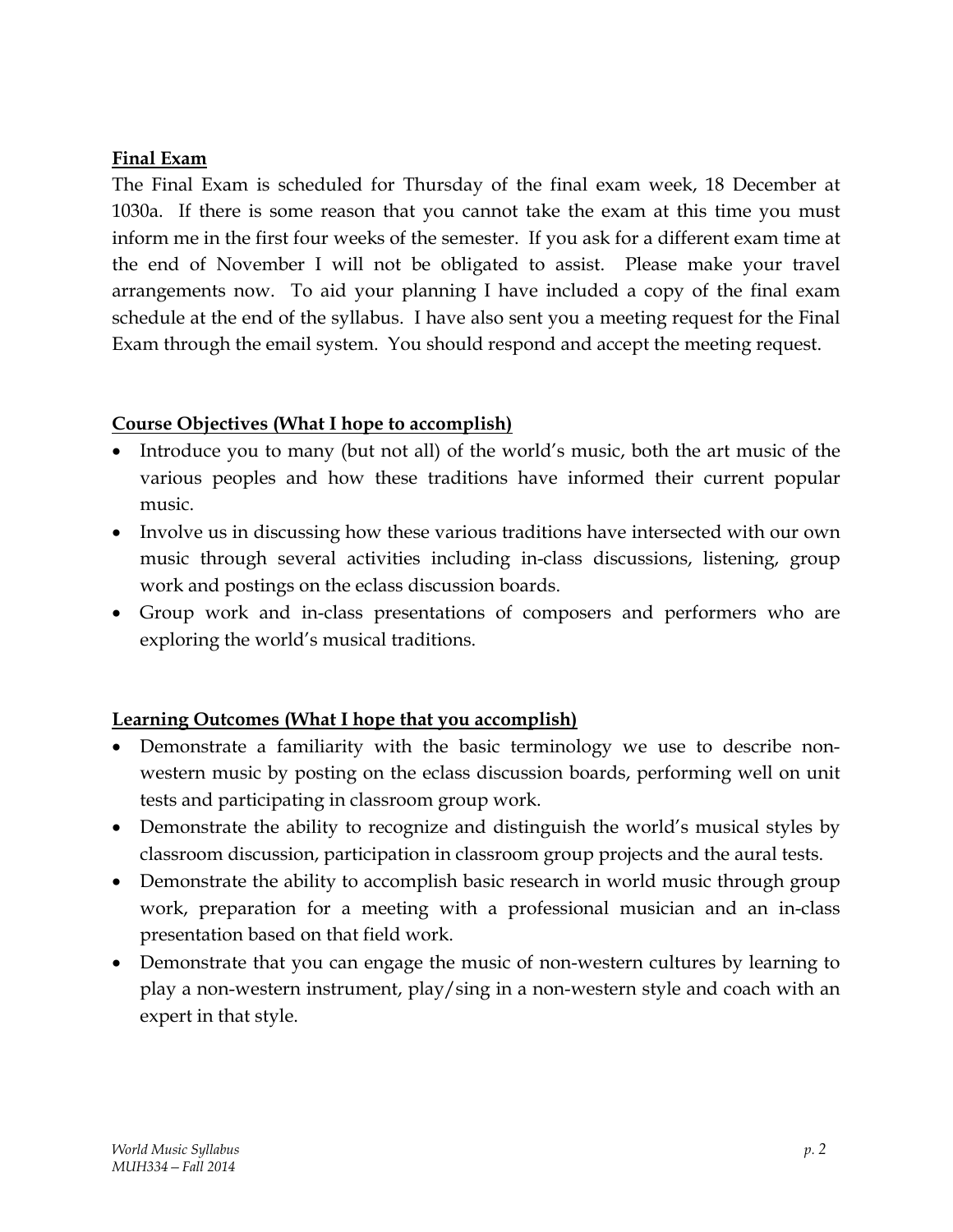**Final Exam**

The Final Exam is scheduled for Thursday of the final exam week, 18 December at 1030a. If there is some reason that you cannot take the exam at this time you must inform me in the first four weeks of the semester. If you ask for a different exam time at the end of November I will not be obligated to assist. Please make your travel arrangements now. To aid your planning I have included a copy of the final exam schedule at the end of the syllabus. I have also sent you a meeting request for the Final Exam through the email system. You should respond and accept the meeting request.

**Course Objectives (What I hope to accomplish)**

- Introduce you to many (but not all) of the world's music, both the art music of the various peoples and how these traditions have informed their current popular music.
- Involve us in discussing how these various traditions have intersected with our own music through several activities including in-class discussions, listening, group work and postings on the eclass discussion boards.
- Group work and in-class presentations of composers and performers who are exploring the world's musical traditions.

**Learning Outcomes (What I hope that you accomplish)**

- Demonstrate a familiarity with the basic terminology we use to describe non-western music by posting on the eclass discussion boards, performing well on unit tests and participating in classroom group work.
- Demonstrate the ability to recognize and distinguish the world's musical styles by classroom discussion, participation in classroom group projects and the aural tests.
- Demonstrate the ability to accomplish basic research in world music through group work, preparation for a meeting with a professional musician and an in-class presentation based on that field work.
- Demonstrate that you can engage the music of non-western cultures by learning to play a non-western instrument, play/sing in a non-western style and coach with an expert in that style.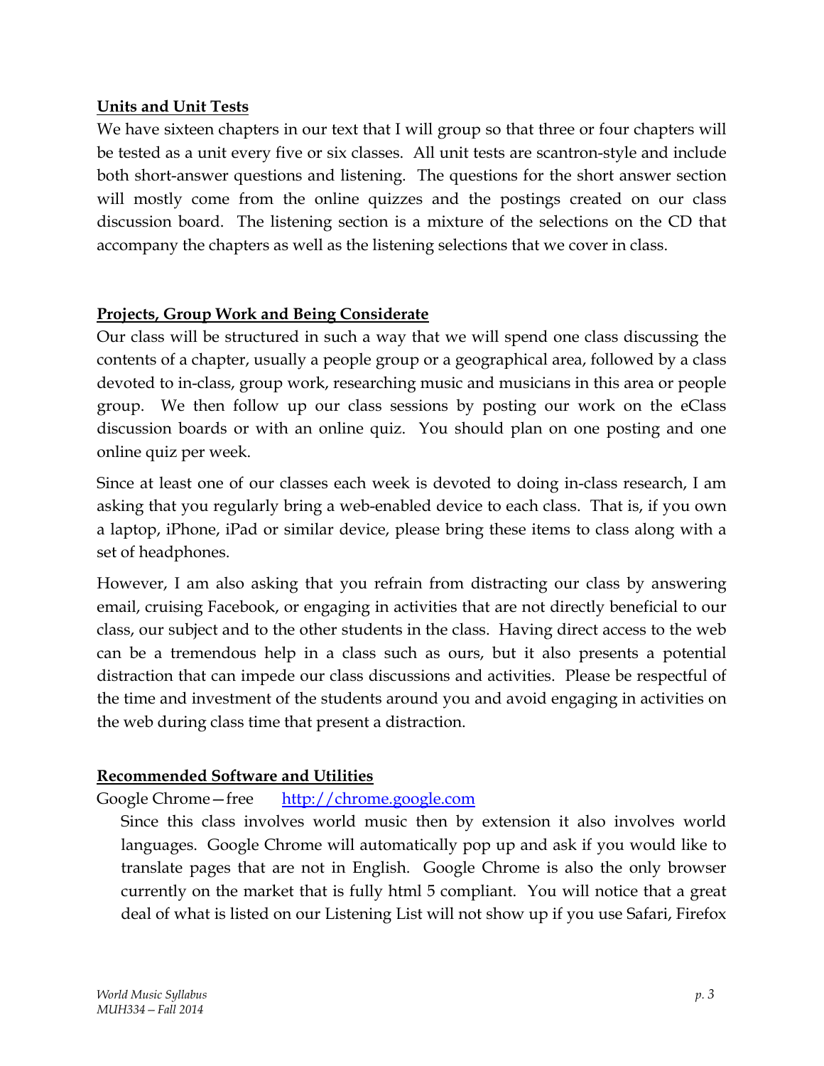**Units and Unit Tests**

We have sixteen chapters in our text that I will group so that three or four chapters will be tested as a unit every five or six classes. All unit tests are scantron-style and include both short-answer questions and listening. The questions for the short answer section will mostly come from the online quizzes and the postings created on our class discussion board. The listening section is a mixture of the selections on the CD that accompany the chapters as well as the listening selections that we cover in class.

**Projects, Group Work and Being Considerate**

Our class will be structured in such a way that we will spend one class discussing the contents of a chapter, usually a people group or a geographical area, followed by a class devoted to in-class, group work, researching music and musicians in this area or people group. We then follow up our class sessions by posting our work on the eClass discussion boards or with an online quiz. You should plan on one posting and one online quiz per week.

Since at least one of our classes each week is devoted to doing in-class research, I am asking that you regularly bring a web-enabled device to each class. That is, if you own a laptop, iPhone, iPad or similar device, please bring these items to class along with a set of headphones.

However, I am also asking that you refrain from distracting our class by answering email, cruising Facebook, or engaging in activities that are not directly beneficial to our class, our subject and to the other students in the class. Having direct access to the web can be a tremendous help in a class such as ours, but it also presents a potential distraction that can impede our class discussions and activities. Please be respectful of the time and investment of the students around you and avoid engaging in activities on the web during class time that present a distraction.

**Recommended Software and Utilities**

Google Chrome—free [http://chrome.google.com](http://chrome.google.com)

Since this class involves world music then by extension it also involves world languages. Google Chrome will automatically pop up and ask if you would like to translate pages that are not in English. Google Chrome is also the only browser currently on the market that is fully html 5 compliant. You will notice that a great deal of what is listed on our Listening List will not show up if you use Safari, Firefox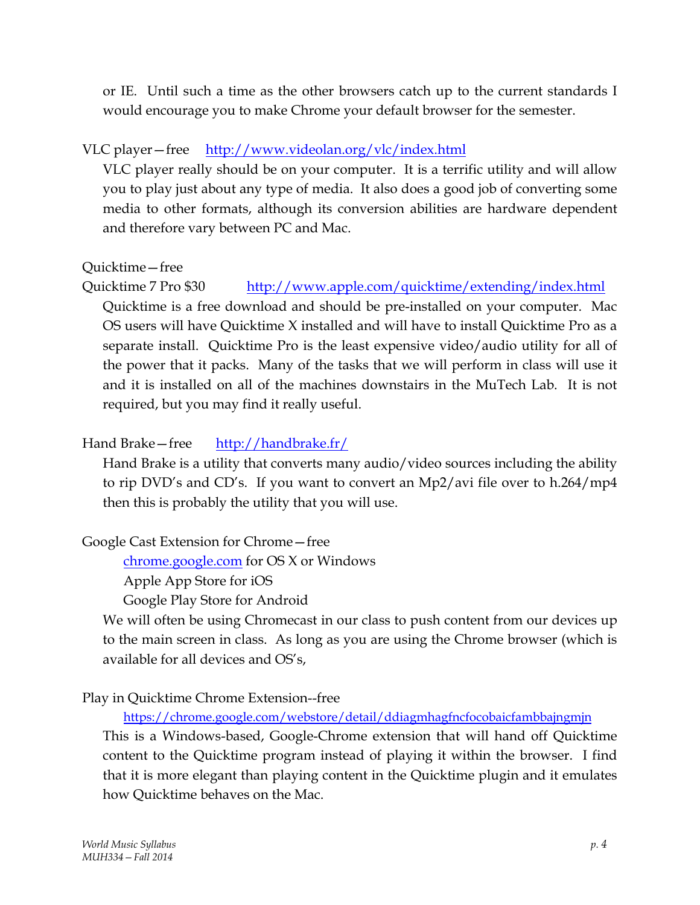or IE. Until such a time as the other browsers catch up to the current standards I would encourage you to make Chrome your default browser for the semester.

VLC player—free    http://www.videolan.org/vlc/index.html

VLC player really should be on your computer. It is a terrific utility and will allow you to play just about any type of media. It also does a good job of converting some media to other formats, although its conversion abilities are hardware dependent and therefore vary between PC and Mac.

Quicktime—free

Quicktime 7 Pro $30    http://www.apple.com/quicktime/extending/index.html

Quicktime is a free download and should be pre-installed on your computer. Mac OS users will have Quicktime X installed and will have to install Quicktime Pro as a separate install. Quicktime Pro is the least expensive video/audio utility for all of the power that it packs. Many of the tasks that we will perform in class will use it and it is installed on all of the machines downstairs in the MuTech Lab. It is not required, but you may find it really useful.

Hand Brake—free    http://handbrake.fr/

Hand Brake is a utility that converts many audio/video sources including the ability to rip DVD's and CD's. If you want to convert an Mp2/avi file over to h.264/mp4 then this is probably the utility that you will use.

Google Cast Extension for Chrome—free

chrome.google.com for OS X or Windows
Apple App Store for iOS
Google Play Store for Android

We will often be using Chromecast in our class to push content from our devices up to the main screen in class. As long as you are using the Chrome browser (which is available for all devices and OS's,

Play in Quicktime Chrome Extension--free

https://chrome.google.com/webstore/detail/ddiagmhagfncfocobaicfambbajngmjn

This is a Windows-based, Google-Chrome extension that will hand off Quicktime content to the Quicktime program instead of playing it within the browser. I find that it is more elegant than playing content in the Quicktime plugin and it emulates how Quicktime behaves on the Mac.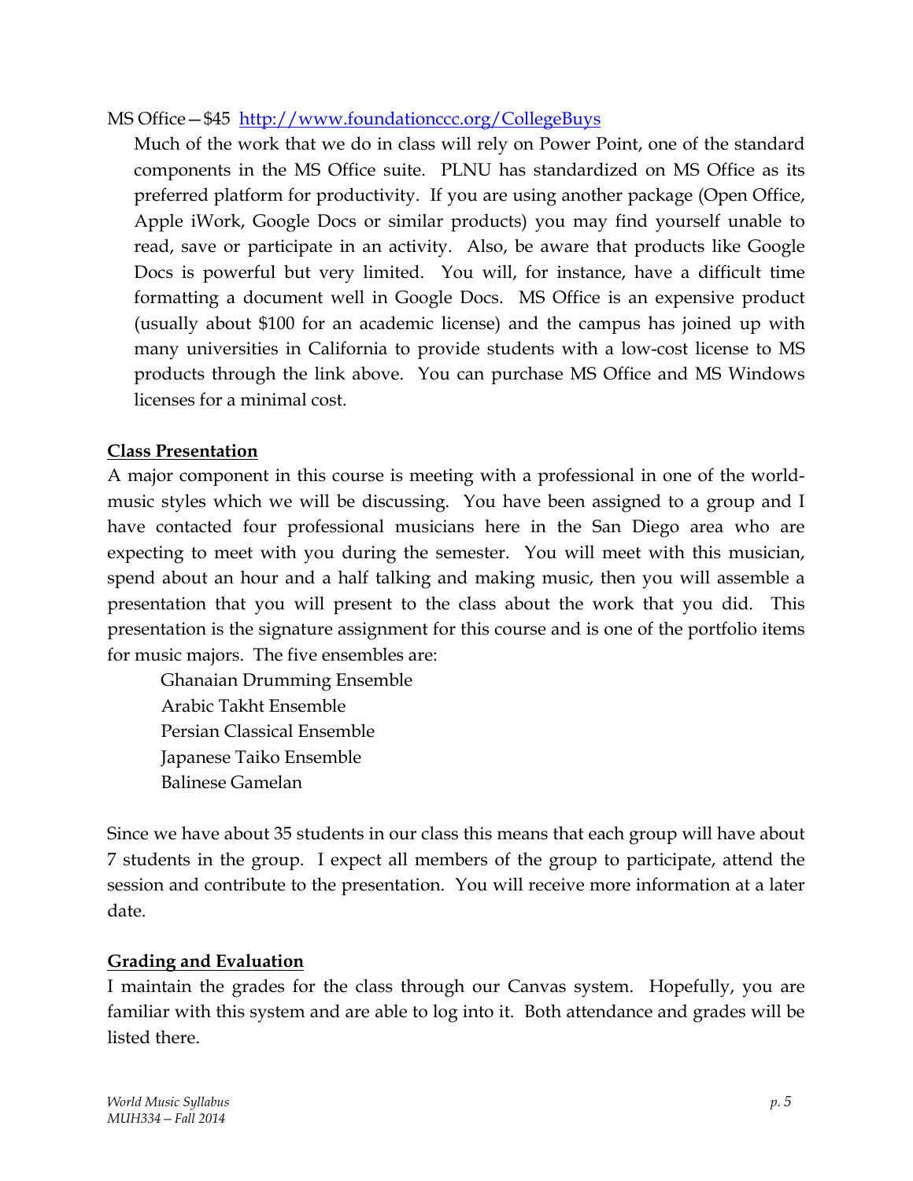MS Office—$45 [http://www.foundationccc.org/CollegeBuys](http://www.foundationccc.org/CollegeBuys)

Much of the work that we do in class will rely on Power Point, one of the standard components in the MS Office suite. PLNU has standardized on MS Office as its preferred platform for productivity. If you are using another package (Open Office, Apple iWork, Google Docs or similar products) you may find yourself unable to read, save or participate in an activity. Also, be aware that products like Google Docs is powerful but very limited. You will, for instance, have a difficult time formatting a document well in Google Docs. MS Office is an expensive product (usually about $100 for an academic license) and the campus has joined up with many universities in California to provide students with a low-cost license to MS products through the link above. You can purchase MS Office and MS Windows licenses for a minimal cost.

## Class Presentation

A major component in this course is meeting with a professional in one of the world-music styles which we will be discussing. You have been assigned to a group and I have contacted four professional musicians here in the San Diego area who are expecting to meet with you during the semester. You will meet with this musician, spend about an hour and a half talking and making music, then you will assemble a presentation that you will present to the class about the work that you did. This presentation is the signature assignment for this course and is one of the portfolio items for music majors. The five ensembles are:

- Ghanaian Drumming Ensemble
- Arabic Takht Ensemble
- Persian Classical Ensemble
- Japanese Taiko Ensemble
- Balinese Gamelan

Since we have about 35 students in our class this means that each group will have about 7 students in the group. I expect all members of the group to participate, attend the session and contribute to the presentation. You will receive more information at a later date.

## Grading and Evaluation

I maintain the grades for the class through our Canvas system. Hopefully, you are familiar with this system and are able to log into it. Both attendance and grades will be listed there.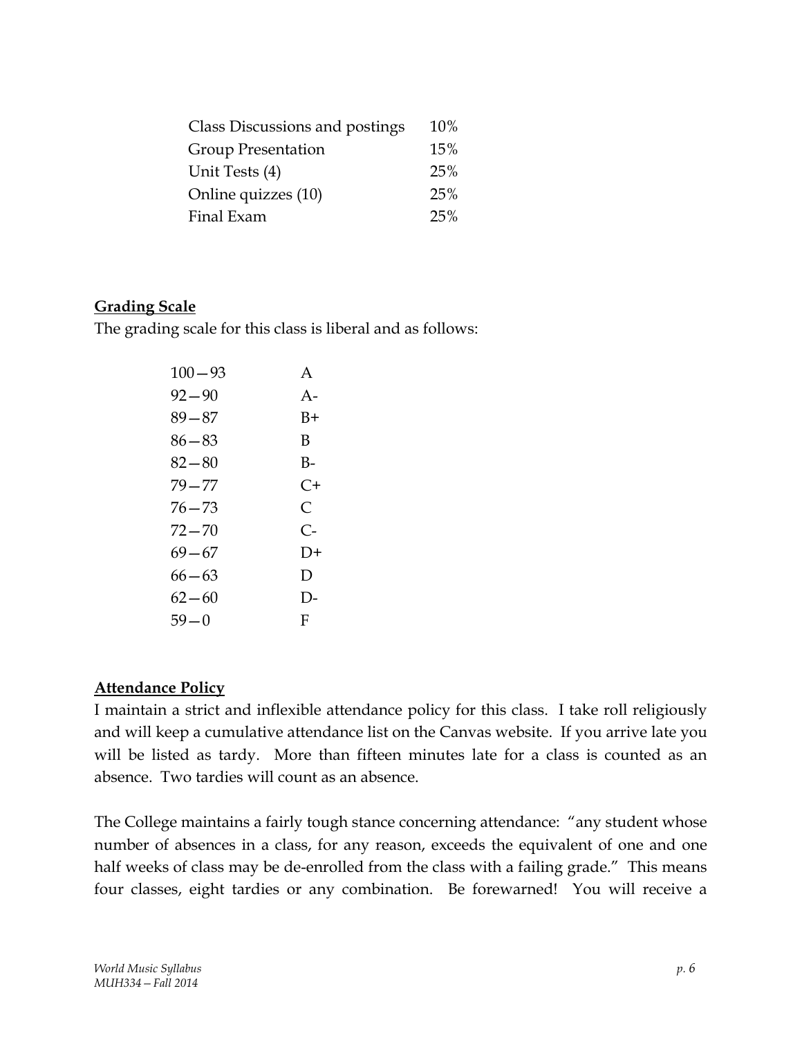| | |
|---|---|
| Class Discussions and postings | 10% |
| Group Presentation | 15% |
| Unit Tests (4) | 25% |
| Online quizzes (10) | 25% |
| Final Exam | 25% |

**Grading Scale**

The grading scale for this class is liberal and as follows:

| | |
|---|---|
| 100—93 | A |
| 92—90 | A- |
| 89—87 | B+ |
| 86—83 | B |
| 82—80 | B- |
| 79—77 | C+ |
| 76—73 | C |
| 72—70 | C- |
| 69—67 | D+ |
| 66—63 | D |
| 62—60 | D- |
| 59—0 | F |

**Attendance Policy**

I maintain a strict and inflexible attendance policy for this class. I take roll religiously and will keep a cumulative attendance list on the Canvas website. If you arrive late you will be listed as tardy. More than fifteen minutes late for a class is counted as an absence. Two tardies will count as an absence.

The College maintains a fairly tough stance concerning attendance: "any student whose number of absences in a class, for any reason, exceeds the equivalent of one and one half weeks of class may be de-enrolled from the class with a failing grade." This means four classes, eight tardies or any combination. Be forewarned! You will receive a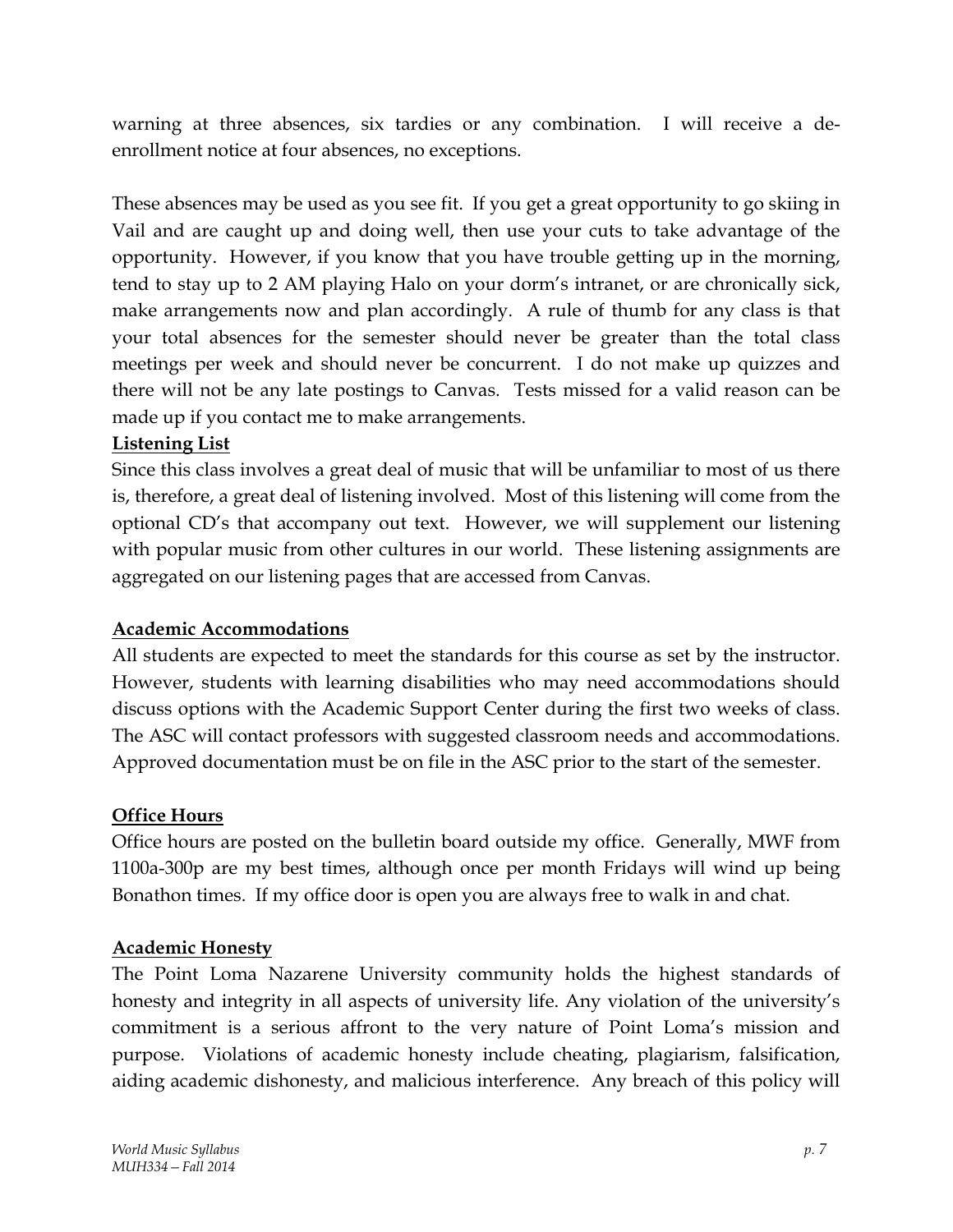warning at three absences, six tardies or any combination. I will receive a de-enrollment notice at four absences, no exceptions.

These absences may be used as you see fit. If you get a great opportunity to go skiing in Vail and are caught up and doing well, then use your cuts to take advantage of the opportunity. However, if you know that you have trouble getting up in the morning, tend to stay up to 2 AM playing Halo on your dorm's intranet, or are chronically sick, make arrangements now and plan accordingly. A rule of thumb for any class is that your total absences for the semester should never be greater than the total class meetings per week and should never be concurrent. I do not make up quizzes and there will not be any late postings to Canvas. Tests missed for a valid reason can be made up if you contact me to make arrangements.

**Listening List**

Since this class involves a great deal of music that will be unfamiliar to most of us there is, therefore, a great deal of listening involved. Most of this listening will come from the optional CD's that accompany out text. However, we will supplement our listening with popular music from other cultures in our world. These listening assignments are aggregated on our listening pages that are accessed from Canvas.

**Academic Accommodations**

All students are expected to meet the standards for this course as set by the instructor. However, students with learning disabilities who may need accommodations should discuss options with the Academic Support Center during the first two weeks of class. The ASC will contact professors with suggested classroom needs and accommodations. Approved documentation must be on file in the ASC prior to the start of the semester.

**Office Hours**

Office hours are posted on the bulletin board outside my office. Generally, MWF from 1100a-300p are my best times, although once per month Fridays will wind up being Bonathon times. If my office door is open you are always free to walk in and chat.

**Academic Honesty**

The Point Loma Nazarene University community holds the highest standards of honesty and integrity in all aspects of university life. Any violation of the university's commitment is a serious affront to the very nature of Point Loma's mission and purpose. Violations of academic honesty include cheating, plagiarism, falsification, aiding academic dishonesty, and malicious interference. Any breach of this policy will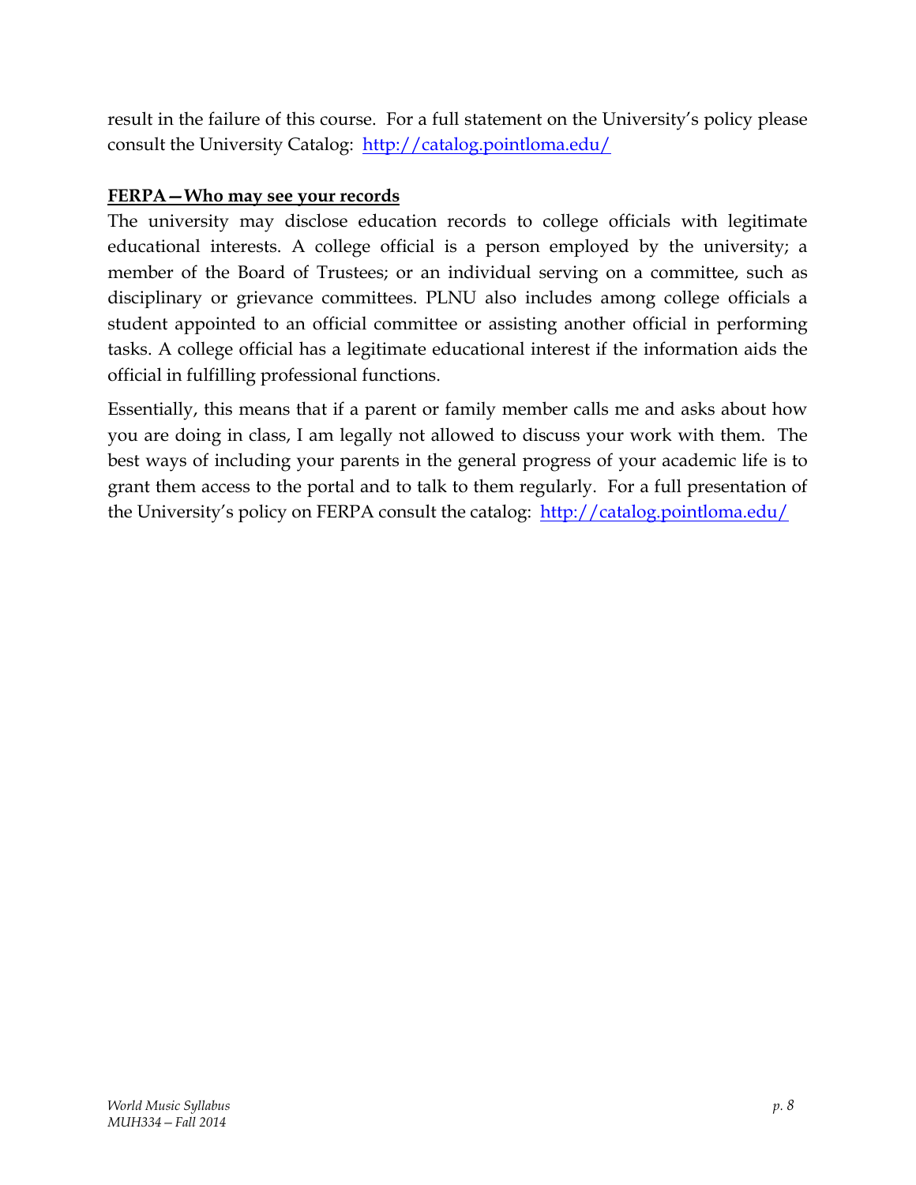result in the failure of this course. For a full statement on the University's policy please consult the University Catalog: [http://catalog.pointloma.edu/](http://catalog.pointloma.edu/)

**FERPA—Who may see your records**

The university may disclose education records to college officials with legitimate educational interests. A college official is a person employed by the university; a member of the Board of Trustees; or an individual serving on a committee, such as disciplinary or grievance committees. PLNU also includes among college officials a student appointed to an official committee or assisting another official in performing tasks. A college official has a legitimate educational interest if the information aids the official in fulfilling professional functions.

Essentially, this means that if a parent or family member calls me and asks about how you are doing in class, I am legally not allowed to discuss your work with them. The best ways of including your parents in the general progress of your academic life is to grant them access to the portal and to talk to them regularly. For a full presentation of the University's policy on FERPA consult the catalog: [http://catalog.pointloma.edu/](http://catalog.pointloma.edu/)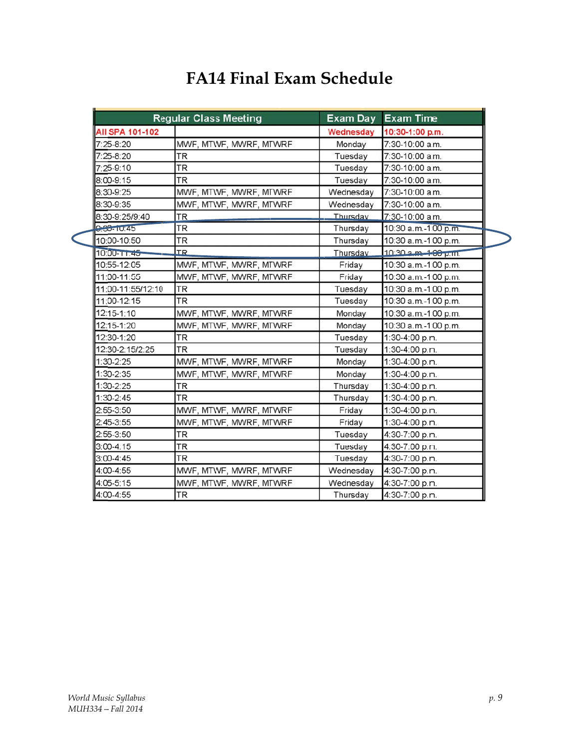# FA14 Final Exam Schedule

| Regular Class Meeting | | Exam Day | Exam Time |
|---|---|---|---|
| **All SPA 101-102** | | **Wednesday** | **10:30-1:00 p.m.** |
| 7:25-8:20 | MWF, MTWF, MWRF, MTWRF | Monday | 7:30-10:00 a.m. |
| 7:25-8:20 | TR | Tuesday | 7:30-10:00 a.m. |
| 7:25-9:10 | TR | Tuesday | 7:30-10:00 a.m. |
| 8:00-9:15 | TR | Tuesday | 7:30-10:00 a.m. |
| 8:30-9:25 | MWF, MTWF, MWRF, MTWRF | Wednesday | 7:30-10:00 a.m. |
| 8:30-9:35 | MWF, MTWF, MWRF, MTWRF | Wednesday | 7:30-10:00 a.m. |
| 8:30-9:25/9:40 | TR | Thursday | 7:30-10:00 a.m. |
| 9:30-10:45 | TR | Thursday | 10:30 a.m.-1:00 p.m. |
| 10:00-10:50 | TR | Thursday | 10:30 a.m.-1:00 p.m. |
| 10:00-11:45 | TR | Thursday | 10:30 a.m.-1:00 p.m. |
| 10:55-12:05 | MWF, MTWF, MWRF, MTWRF | Friday | 10:30 a.m.-1:00 p.m. |
| 11:00-11:55 | MWF, MTWF, MWRF, MTWRF | Friday | 10:30 a.m.-1:00 p.m. |
| 11:00-11:55/12:10 | TR | Tuesday | 10:30 a.m.-1:00 p.m. |
| 11:00-12:15 | TR | Tuesday | 10:30 a.m.-1:00 p.m. |
| 12:15-1:10 | MWF, MTWF, MWRF, MTWRF | Monday | 10:30 a.m.-1:00 p.m. |
| 12:15-1:20 | MWF, MTWF, MWRF, MTWRF | Monday | 10:30 a.m.-1:00 p.m. |
| 12:30-1:20 | TR | Tuesday | 1:30-4:00 p.m. |
| 12:30-2:15/2:25 | TR | Tuesday | 1:30-4:00 p.m. |
| 1:30-2:25 | MWF, MTWF, MWRF, MTWRF | Monday | 1:30-4:00 p.m. |
| 1:30-2:35 | MWF, MTWF, MWRF, MTWRF | Monday | 1:30-4:00 p.m. |
| 1:30-2:25 | TR | Thursday | 1:30-4:00 p.m. |
| 1:30-2:45 | TR | Thursday | 1:30-4:00 p.m. |
| 2:55-3:50 | MWF, MTWF, MWRF, MTWRF | Friday | 1:30-4:00 p.m. |
| 2:45-3:55 | MWF, MTWF, MWRF, MTWRF | Friday | 1:30-4:00 p.m. |
| 2:55-3:50 | TR | Tuesday | 4:30-7:00 p.m. |
| 3:00-4:15 | TR | Tuesday | 4:30-7:00 p.m. |
| 3:00-4:45 | TR | Tuesday | 4:30-7:00 p.m. |
| 4:00-4:55 | MWF, MTWF, MWRF, MTWRF | Wednesday | 4:30-7:00 p.m. |
| 4:05-5:15 | MWF, MTWF, MWRF, MTWRF | Wednesday | 4:30-7:00 p.m. |
| 4:00-4:55 | TR | Thursday | 4:30-7:00 p.m. |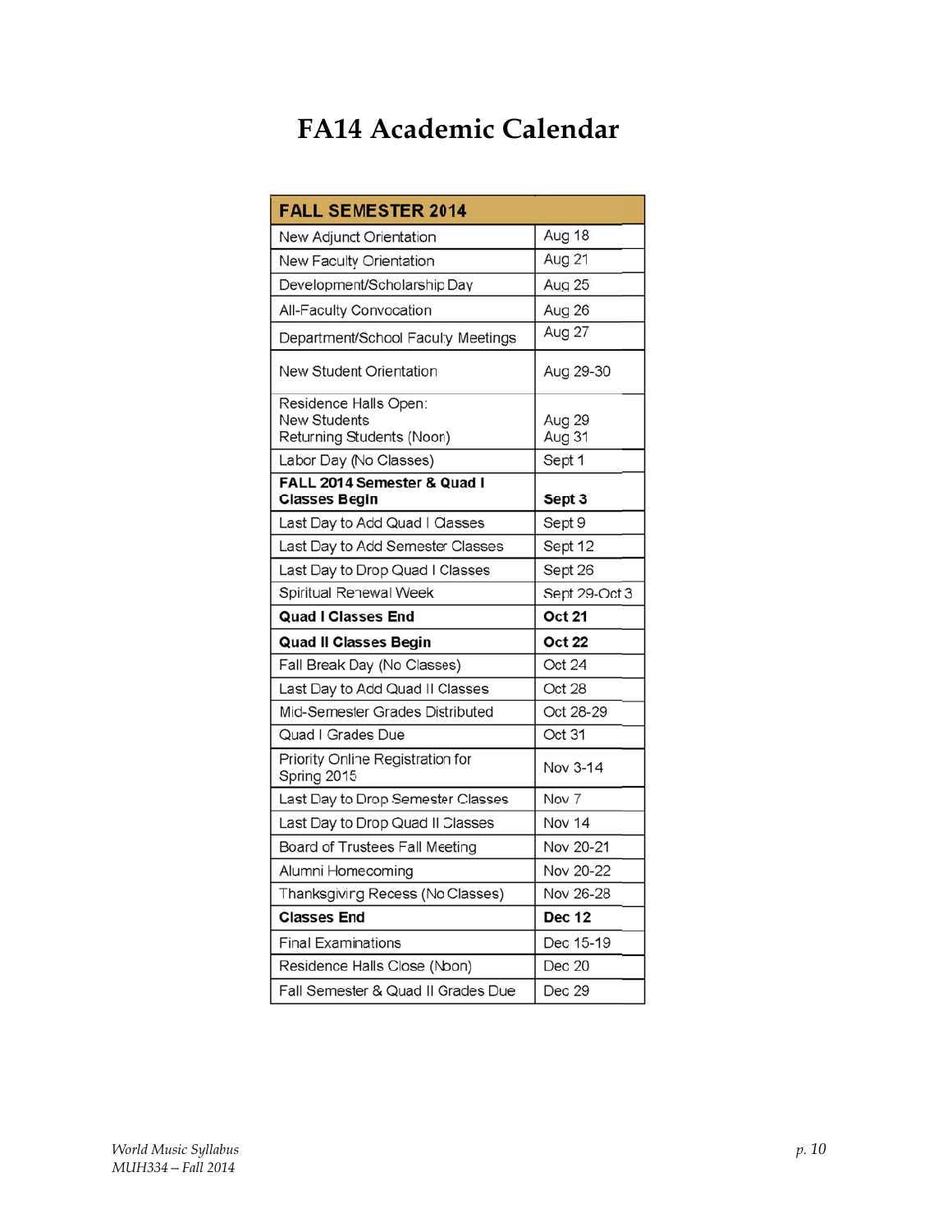# FA14 Academic Calendar

| FALL SEMESTER 2014 | |
|---|---|
| New Adjunct Orientation | Aug 18 |
| New Faculty Orientation | Aug 21 |
| Development/Scholarship Day | Aug 25 |
| All-Faculty Convocation | Aug 26 |
| Department/School Faculty Meetings | Aug 27 |
| New Student Orientation | Aug 29-30 |
| Residence Halls Open:<br>New Students<br>Returning Students (Noon) | <br>Aug 29<br>Aug 31 |
| Labor Day (No Classes) | Sept 1 |
| **FALL 2014 Semester & Quad I Classes Begin** | **Sept 3** |
| Last Day to Add Quad I Classes | Sept 9 |
| Last Day to Add Semester Classes | Sept 12 |
| Last Day to Drop Quad I Classes | Sept 26 |
| Spiritual Renewal Week | Sept 29-Oct 3 |
| **Quad I Classes End** | **Oct 21** |
| **Quad II Classes Begin** | **Oct 22** |
| Fall Break Day (No Classes) | Oct 24 |
| Last Day to Add Quad II Classes | Oct 28 |
| Mid-Semester Grades Distributed | Oct 28-29 |
| Quad I Grades Due | Oct 31 |
| Priority Online Registration for Spring 2015 | Nov 3-14 |
| Last Day to Drop Semester Classes | Nov 7 |
| Last Day to Drop Quad II Classes | Nov 14 |
| Board of Trustees Fall Meeting | Nov 20-21 |
| Alumni Homecoming | Nov 20-22 |
| Thanksgiving Recess (No Classes) | Nov 26-28 |
| **Classes End** | **Dec 12** |
| Final Examinations | Dec 15-19 |
| Residence Halls Close (Noon) | Dec 20 |
| Fall Semester & Quad II Grades Due | Dec 29 |